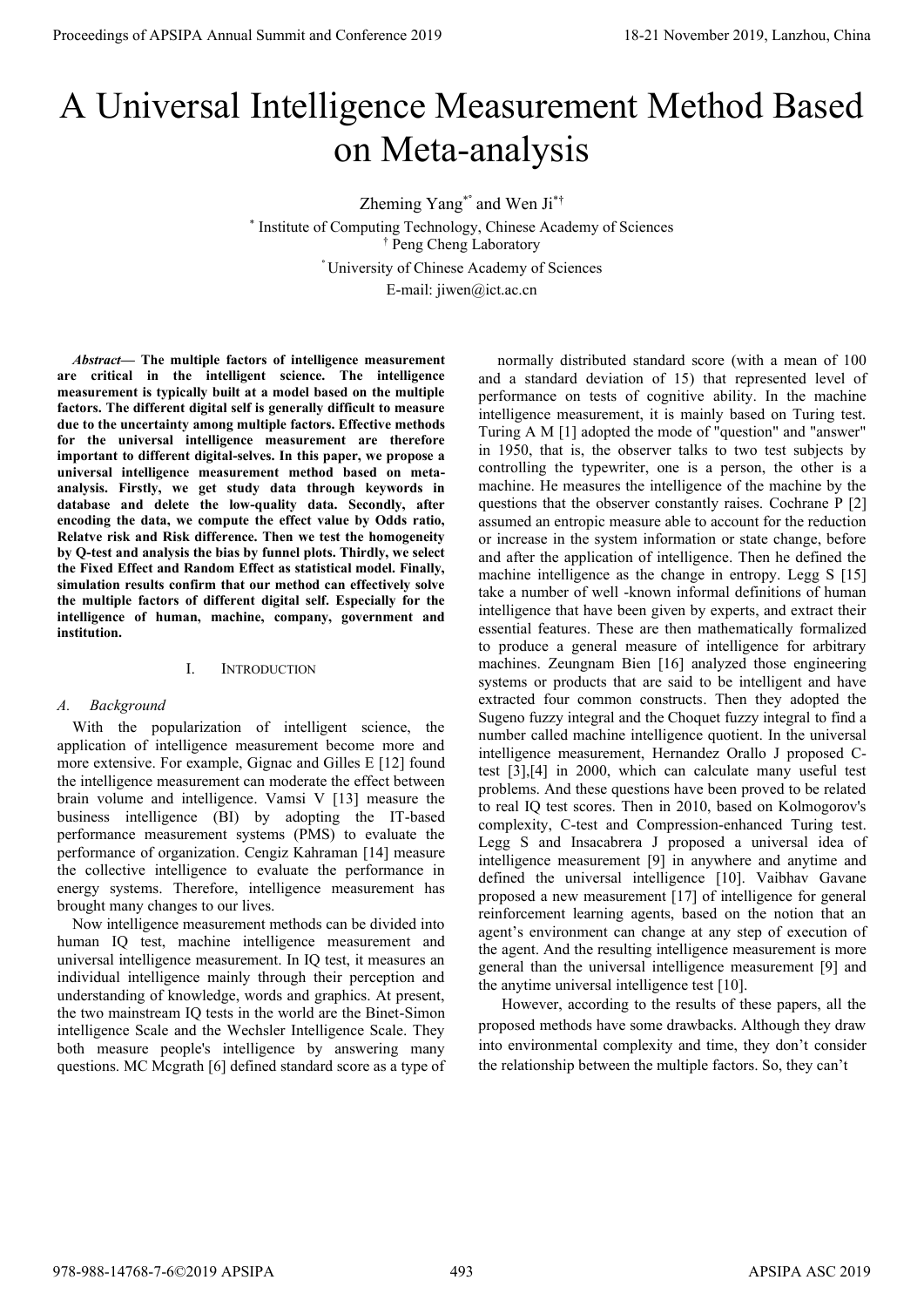# A Universal Intelligence Measurement Method Based on Meta-analysis

Zheming Yang[*] and Wen Ji[*†]

[*] Institute of Computing Technology, Chinese Academy of Sciences

[†] Peng Cheng Laboratory

[*] University of Chinese Academy of Sciences

E-mail: jiwen@ict.ac.cn

***Abstract*— The multiple factors of intelligence measurement are critical in the intelligent science. The intelligence measurement is typically built at a model based on the multiple factors. The different digital self is generally difficult to measure due to the uncertainty among multiple factors. Effective methods for the universal intelligence measurement are therefore important to different digital-selves. In this paper, we propose a universal intelligence measurement method based on meta-analysis. Firstly, we get study data through keywords in database and delete the low-quality data. Secondly, after encoding the data, we compute the effect value by Odds ratio, Relatve risk and Risk difference. Then we test the homogeneity by Q-test and analysis the bias by funnel plots. Thirdly, we select the Fixed Effect and Random Effect as statistical model. Finally, simulation results confirm that our method can effectively solve the multiple factors of different digital self. Especially for the intelligence of human, machine, company, government and institution.**

## I. Introduction

### *A. Background*

With the popularization of intelligent science, the application of intelligence measurement become more and more extensive. For example, Gignac and Gilles E [12] found the intelligence measurement can moderate the effect between brain volume and intelligence. Vamsi V [13] measure the business intelligence (BI) by adopting the IT-based performance measurement systems (PMS) to evaluate the performance of organization. Cengiz Kahraman [14] measure the collective intelligence to evaluate the performance in energy systems. Therefore, intelligence measurement has brought many changes to our lives.

Now intelligence measurement methods can be divided into human IQ test, machine intelligence measurement and universal intelligence measurement. In IQ test, it measures an individual intelligence mainly through their perception and understanding of knowledge, words and graphics. At present, the two mainstream IQ tests in the world are the Binet-Simon intelligence Scale and the Wechsler Intelligence Scale. They both measure people's intelligence by answering many questions. MC Mcgrath [6] defined standard score as a type of normally distributed standard score (with a mean of 100 and a standard deviation of 15) that represented level of performance on tests of cognitive ability. In the machine intelligence measurement, it is mainly based on Turing test. Turing A M [1] adopted the mode of "question" and "answer" in 1950, that is, the observer talks to two test subjects by controlling the typewriter, one is a person, the other is a machine. He measures the intelligence of the machine by the questions that the observer constantly raises. Cochrane P [2] assumed an entropic measure able to account for the reduction or increase in the system information or state change, before and after the application of intelligence. Then he defined the machine intelligence as the change in entropy. Legg S [15] take a number of well -known informal definitions of human intelligence that have been given by experts, and extract their essential features. These are then mathematically formalized to produce a general measure of intelligence for arbitrary machines. Zeungnam Bien [16] analyzed those engineering systems or products that are said to be intelligent and have extracted four common constructs. Then they adopted the Sugeno fuzzy integral and the Choquet fuzzy integral to find a number called machine intelligence quotient. In the universal intelligence measurement, Hernandez Orallo J proposed C-test [3],[4] in 2000, which can calculate many useful test problems. And these questions have been proved to be related to real IQ test scores. Then in 2010, based on Kolmogorov's complexity, C-test and Compression-enhanced Turing test. Legg S and Insacabrera J proposed a universal idea of intelligence measurement [9] in anywhere and anytime and defined the universal intelligence [10]. Vaibhav Gavane proposed a new measurement [17] of intelligence for general reinforcement learning agents, based on the notion that an agent's environment can change at any step of execution of the agent. And the resulting intelligence measurement is more general than the universal intelligence measurement [9] and the anytime universal intelligence test [10].

However, according to the results of these papers, all the proposed methods have some drawbacks. Although they draw into environmental complexity and time, they don't consider the relationship between the multiple factors. So, they can't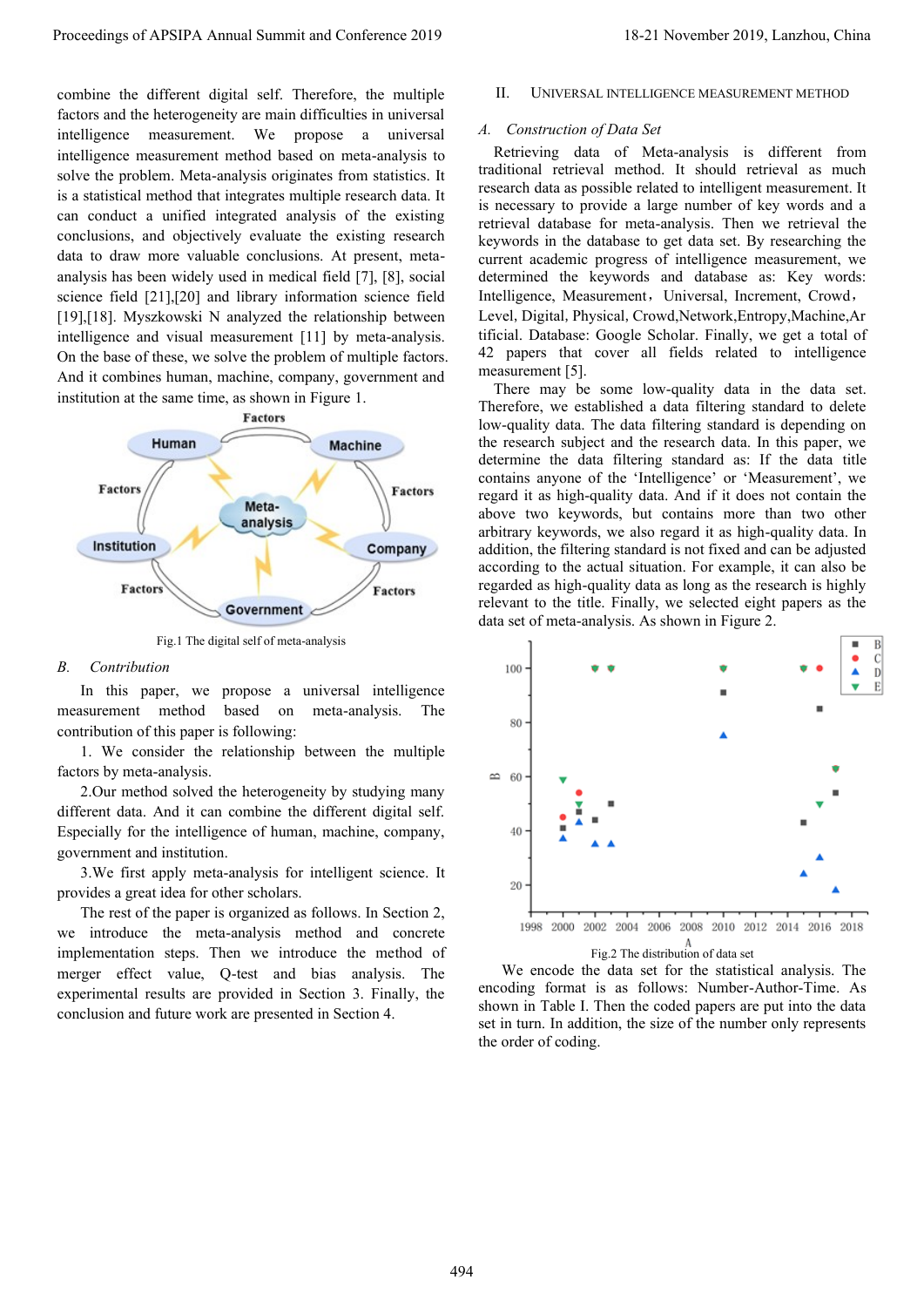combine the different digital self. Therefore, the multiple factors and the heterogeneity are main difficulties in universal intelligence measurement. We propose a universal intelligence measurement method based on meta-analysis to solve the problem. Meta-analysis originates from statistics. It is a statistical method that integrates multiple research data. It can conduct a unified integrated analysis of the existing conclusions, and objectively evaluate the existing research data to draw more valuable conclusions. At present, meta-analysis has been widely used in medical field [7], [8], social science field [21],[20] and library information science field [19],[18]. Myszkowski N analyzed the relationship between intelligence and visual measurement [11] by meta-analysis. On the base of these, we solve the problem of multiple factors. And it combines human, machine, company, government and institution at the same time, as shown in Figure 1.

Fig.1 The digital self of meta-analysis

### *B. Contribution*

In this paper, we propose a universal intelligence measurement method based on meta-analysis. The contribution of this paper is following:

1. We consider the relationship between the multiple factors by meta-analysis.

2. Our method solved the heterogeneity by studying many different data. And it can combine the different digital self. Especially for the intelligence of human, machine, company, government and institution.

3. We first apply meta-analysis for intelligent science. It provides a great idea for other scholars.

The rest of the paper is organized as follows. In Section 2, we introduce the meta-analysis method and concrete implementation steps. Then we introduce the method of merger effect value, Q-test and bias analysis. The experimental results are provided in Section 3. Finally, the conclusion and future work are presented in Section 4.

## II. Universal Intelligence Measurement Method

### *A. Construction of Data Set*

Retrieving data of Meta-analysis is different from traditional retrieval method. It should retrieval as much research data as possible related to intelligent measurement. It is necessary to provide a large number of key words and a retrieval database for meta-analysis. Then we retrieval the keywords in the database to get data set. By researching the current academic progress of intelligence measurement, we determined the keywords and database as: Key words: Intelligence, Measurement，Universal, Increment, Crowd，Level, Digital, Physical, Crowd,Network,Entropy,Machine,Artificial. Database: Google Scholar. Finally, we get a total of 42 papers that cover all fields related to intelligence measurement [5].

There may be some low-quality data in the data set. Therefore, we established a data filtering standard to delete low-quality data. The data filtering standard is depending on the research subject and the research data. In this paper, we determine the data filtering standard as: If the data title contains anyone of the 'Intelligence' or 'Measurement', we regard it as high-quality data. And if it does not contain the above two keywords, but contains more than two other arbitrary keywords, we also regard it as high-quality data. In addition, the filtering standard is not fixed and can be adjusted according to the actual situation. For example, it can also be regarded as high-quality data as long as the research is highly relevant to the title. Finally, we selected eight papers as the data set of meta-analysis. As shown in Figure 2.

Fig.2 The distribution of data set

We encode the data set for the statistical analysis. The encoding format is as follows: Number-Author-Time. As shown in Table I. Then the coded papers are put into the data set in turn. In addition, the size of the number only represents the order of coding.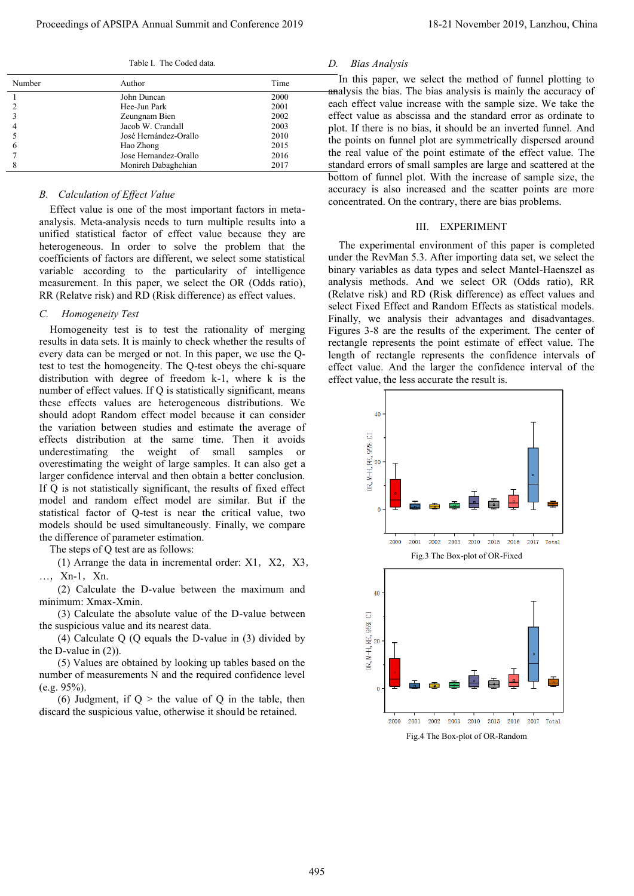Table I. The Coded data.

| Number | Author | Time |
| --- | --- | --- |
| 1 | John Duncan | 2000 |
| 2 | Hee-Jun Park | 2001 |
| 3 | Zeungnam Bien | 2002 |
| 4 | Jacob W. Crandall | 2003 |
| 5 | José Hernández-Orallo | 2010 |
| 6 | Hao Zhong | 2015 |
| 7 | Jose Hernandez-Orallo | 2016 |
| 8 | Monireh Dabaghchian | 2017 |

### *B. Calculation of Effect Value*

Effect value is one of the most important factors in meta-analysis. Meta-analysis needs to turn multiple results into a unified statistical factor of effect value because they are heterogeneous. In order to solve the problem that the coefficients of factors are different, we select some statistical variable according to the particularity of intelligence measurement. In this paper, we select the OR (Odds ratio), RR (Relatve risk) and RD (Risk difference) as effect values.

### *C. Homogeneity Test*

Homogeneity test is to test the rationality of merging results in data sets. It is mainly to check whether the results of every data can be merged or not. In this paper, we use the Q-test to test the homogeneity. The Q-test obeys the chi-square distribution with degree of freedom k-1, where k is the number of effect values. If Q is statistically significant, means these effects values are heterogeneous distributions. We should adopt Random effect model because it can consider the variation between studies and estimate the average of effects distribution at the same time. Then it avoids underestimating the weight of small samples or overestimating the weight of large samples. It can also get a larger confidence interval and then obtain a better conclusion. If Q is not statistically significant, the results of fixed effect model and random effect model are similar. But if the statistical factor of Q-test is near the critical value, two models should be used simultaneously. Finally, we compare the difference of parameter estimation.

The steps of Q test are as follows:

(1) Arrange the data in incremental order: X1，X2，X3，…，Xn-1，Xn.

(2) Calculate the D-value between the maximum and minimum: Xmax-Xmin.

(3) Calculate the absolute value of the D-value between the suspicious value and its nearest data.

(4) Calculate Q (Q equals the D-value in (3) divided by the D-value in (2)).

(5) Values are obtained by looking up tables based on the number of measurements N and the required confidence level (e.g. 95%).

(6) Judgment, if Q > the value of Q in the table, then discard the suspicious value, otherwise it should be retained.

### *D. Bias Analysis*

In this paper, we select the method of funnel plotting to analysis the bias. The bias analysis is mainly the accuracy of each effect value increase with the sample size. We take the effect value as abscissa and the standard error as ordinate to plot. If there is no bias, it should be an inverted funnel. And the points on funnel plot are symmetrically dispersed around the real value of the point estimate of the effect value. The standard errors of small samples are large and scattered at the bottom of funnel plot. With the increase of sample size, the accuracy is also increased and the scatter points are more concentrated. On the contrary, there are bias problems.

## III. EXPERIMENT

The experimental environment of this paper is completed under the RevMan 5.3. After importing data set, we select the binary variables as data types and select Mantel-Haenszel as analysis methods. And we select OR (Odds ratio), RR (Relatve risk) and RD (Risk difference) as effect values and select Fixed Effect and Random Effects as statistical models. Finally, we analysis their advantages and disadvantages. Figures 3-8 are the results of the experiment. The center of rectangle represents the point estimate of effect value. The length of rectangle represents the confidence intervals of effect value. And the larger the confidence interval of the effect value, the less accurate the result is.

Fig.3 The Box-plot of OR-Fixed

Fig.4 The Box-plot of OR-Random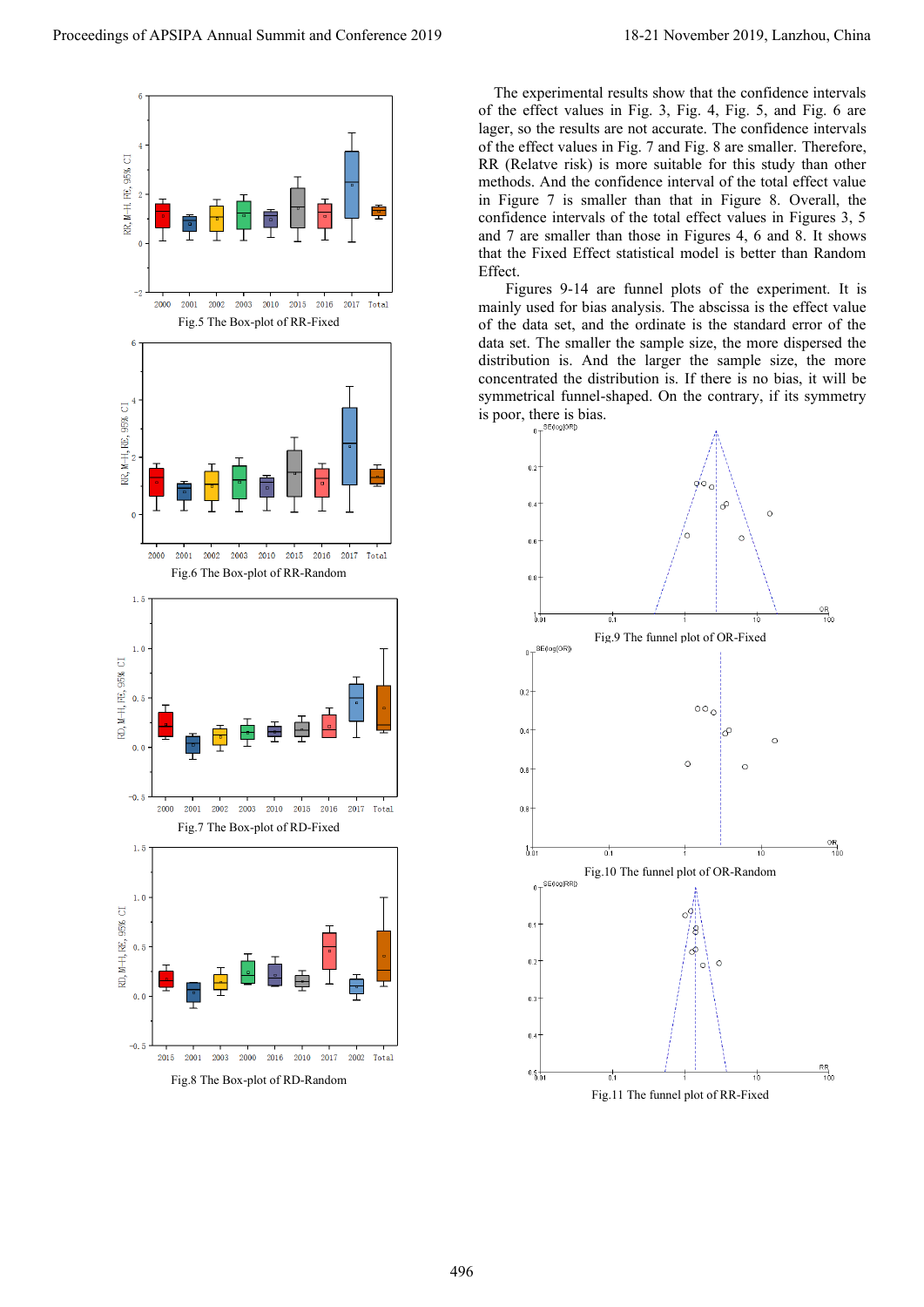Fig.5 The Box-plot of RR-Fixed

Fig.6 The Box-plot of RR-Random

Fig.7 The Box-plot of RD-Fixed

Fig.8 The Box-plot of RD-Random

The experimental results show that the confidence intervals of the effect values in Fig. 3, Fig. 4, Fig. 5, and Fig. 6 are lager, so the results are not accurate. The confidence intervals of the effect values in Fig. 7 and Fig. 8 are smaller. Therefore, RR (Relatve risk) is more suitable for this study than other methods. And the confidence interval of the total effect value in Figure 7 is smaller than that in Figure 8. Overall, the confidence intervals of the total effect values in Figures 3, 5 and 7 are smaller than those in Figures 4, 6 and 8. It shows that the Fixed Effect statistical model is better than Random Effect.

Figures 9-14 are funnel plots of the experiment. It is mainly used for bias analysis. The abscissa is the effect value of the data set, and the ordinate is the standard error of the data set. The smaller the sample size, the more dispersed the distribution is. And the larger the sample size, the more concentrated the distribution is. If there is no bias, it will be symmetrical funnel-shaped. On the contrary, if its symmetry is poor, there is bias.

Fig.9 The funnel plot of OR-Fixed

Fig.10 The funnel plot of OR-Random

Fig.11 The funnel plot of RR-Fixed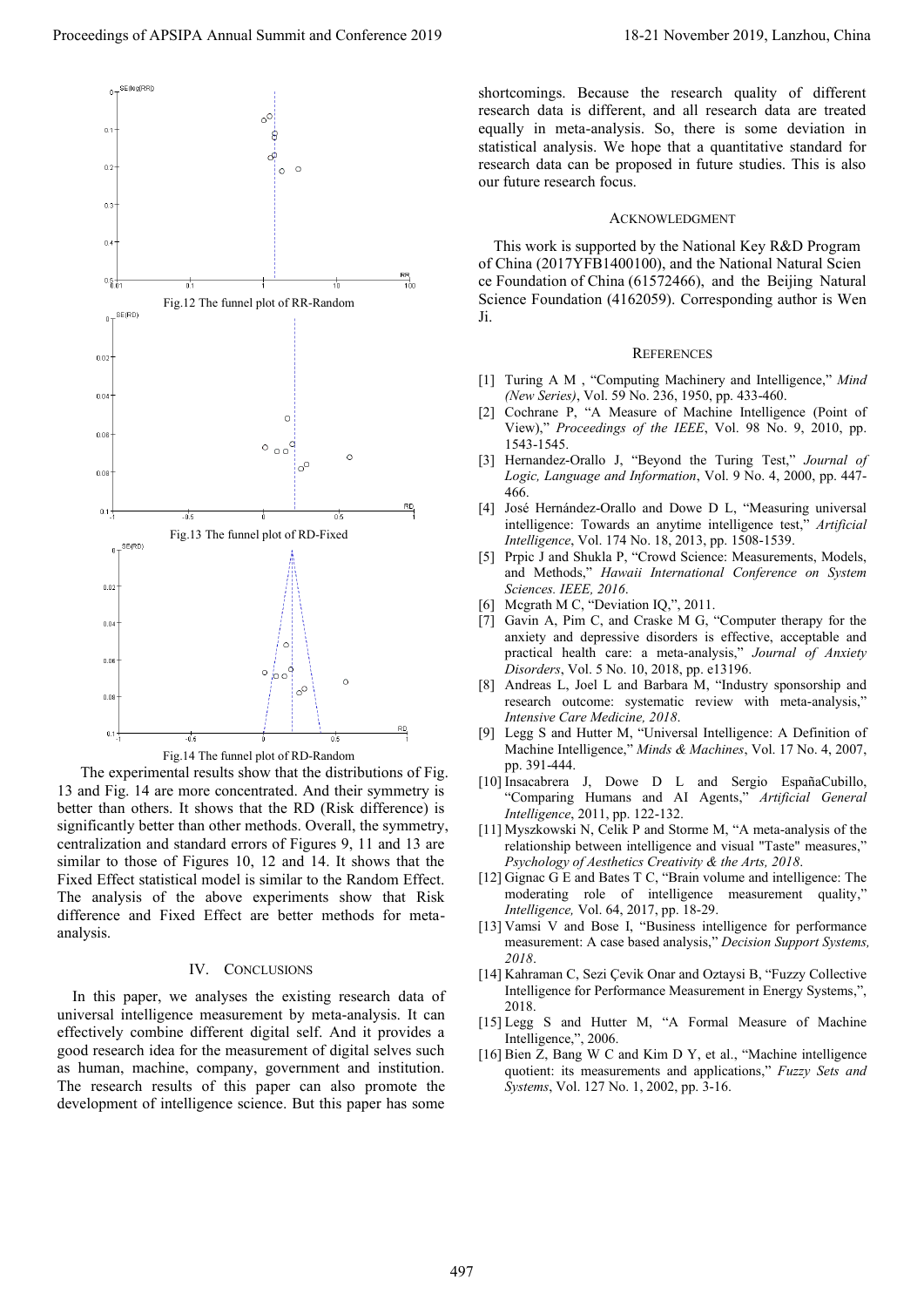Fig.12 The funnel plot of RR-Random

Fig.13 The funnel plot of RD-Fixed

Fig.14 The funnel plot of RD-Random

The experimental results show that the distributions of Fig. 13 and Fig. 14 are more concentrated. And their symmetry is better than others. It shows that the RD (Risk difference) is significantly better than other methods. Overall, the symmetry, centralization and standard errors of Figures 9, 11 and 13 are similar to those of Figures 10, 12 and 14. It shows that the Fixed Effect statistical model is similar to the Random Effect. The analysis of the above experiments show that Risk difference and Fixed Effect are better methods for meta-analysis.

## IV. Conclusions

In this paper, we analyses the existing research data of universal intelligence measurement by meta-analysis. It can effectively combine different digital self. And it provides a good research idea for the measurement of digital selves such as human, machine, company, government and institution. The research results of this paper can also promote the development of intelligence science. But this paper has some shortcomings. Because the research quality of different research data is different, and all research data are treated equally in meta-analysis. So, there is some deviation in statistical analysis. We hope that a quantitative standard for research data can be proposed in future studies. This is also our future research focus.

## Acknowledgment

This work is supported by the National Key R&D Program of China (2017YFB1400100), and the National Natural Science Foundation of China (61572466), and the Beijing Natural Science Foundation (4162059). Corresponding author is Wen Ji.

## References

[1] Turing A M , "Computing Machinery and Intelligence," *Mind (New Series)*, Vol. 59 No. 236, 1950, pp. 433-460.

[2] Cochrane P, "A Measure of Machine Intelligence (Point of View)," *Proceedings of the IEEE*, Vol. 98 No. 9, 2010, pp. 1543-1545.

[3] Hernandez-Orallo J, "Beyond the Turing Test," *Journal of Logic, Language and Information*, Vol. 9 No. 4, 2000, pp. 447-466.

[4] José Hernández-Orallo and Dowe D L, "Measuring universal intelligence: Towards an anytime intelligence test," *Artificial Intelligence*, Vol. 174 No. 18, 2013, pp. 1508-1539.

[5] Prpic J and Shukla P, "Crowd Science: Measurements, Models, and Methods," *Hawaii International Conference on System Sciences. IEEE, 2016*.

[6] Mcgrath M C, "Deviation IQ,", 2011.

[7] Gavin A, Pim C, and Craske M G, "Computer therapy for the anxiety and depressive disorders is effective, acceptable and practical health care: a meta-analysis," *Journal of Anxiety Disorders*, Vol. 5 No. 10, 2018, pp. e13196.

[8] Andreas L, Joel L and Barbara M, "Industry sponsorship and research outcome: systematic review with meta-analysis," *Intensive Care Medicine, 2018*.

[9] Legg S and Hutter M, "Universal Intelligence: A Definition of Machine Intelligence," *Minds & Machines*, Vol. 17 No. 4, 2007, pp. 391-444.

[10] Insacabrera J, Dowe D L and Sergio EspañaCubillo, "Comparing Humans and AI Agents," *Artificial General Intelligence*, 2011, pp. 122-132.

[11] Myszkowski N, Celik P and Storme M, "A meta-analysis of the relationship between intelligence and visual "Taste" measures," *Psychology of Aesthetics Creativity & the Arts, 2018*.

[12] Gignac G E and Bates T C, "Brain volume and intelligence: The moderating role of intelligence measurement quality," *Intelligence,* Vol. 64, 2017, pp. 18-29.

[13] Vamsi V and Bose I, "Business intelligence for performance measurement: A case based analysis," *Decision Support Systems, 2018*.

[14] Kahraman C, Sezi Çevik Onar and Oztaysi B, "Fuzzy Collective Intelligence for Performance Measurement in Energy Systems,", 2018.

[15] Legg S and Hutter M, "A Formal Measure of Machine Intelligence,", 2006.

[16] Bien Z, Bang W C and Kim D Y, et al., "Machine intelligence quotient: its measurements and applications," *Fuzzy Sets and Systems*, Vol. 127 No. 1, 2002, pp. 3-16.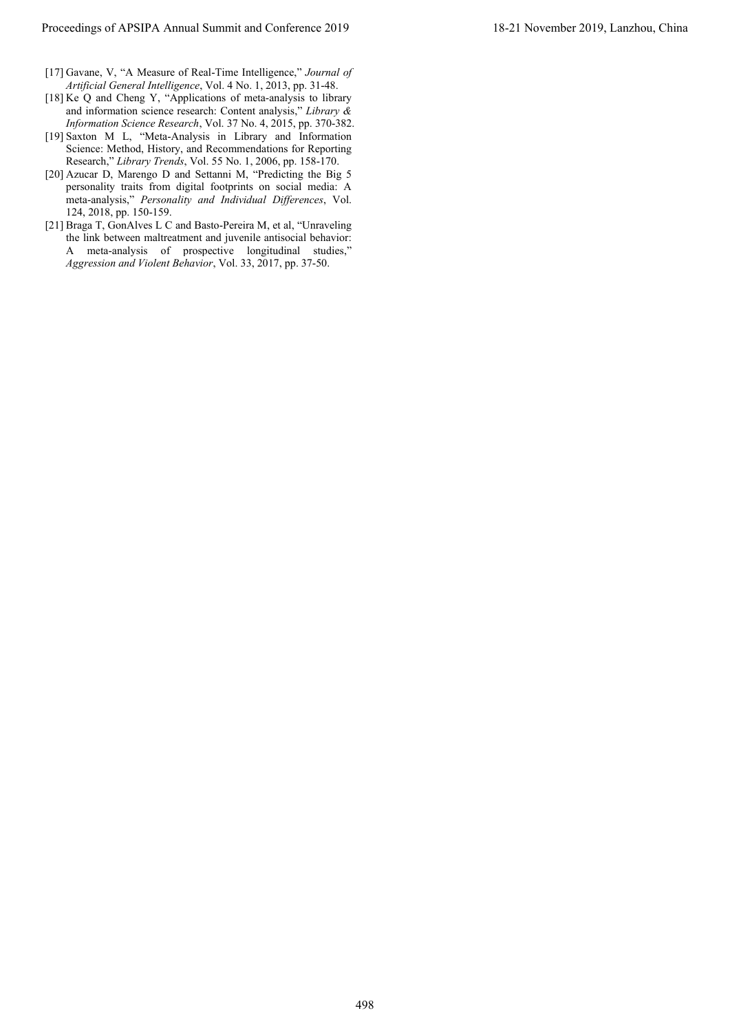[17] Gavane, V, "A Measure of Real-Time Intelligence," *Journal of Artificial General Intelligence*, Vol. 4 No. 1, 2013, pp. 31-48.

[18] Ke Q and Cheng Y, "Applications of meta-analysis to library and information science research: Content analysis," *Library & Information Science Research*, Vol. 37 No. 4, 2015, pp. 370-382.

[19] Saxton M L, "Meta-Analysis in Library and Information Science: Method, History, and Recommendations for Reporting Research," *Library Trends*, Vol. 55 No. 1, 2006, pp. 158-170.

[20] Azucar D, Marengo D and Settanni M, "Predicting the Big 5 personality traits from digital footprints on social media: A meta-analysis," *Personality and Individual Differences*, Vol. 124, 2018, pp. 150-159.

[21] Braga T, GonAlves L C and Basto-Pereira M, et al, "Unraveling the link between maltreatment and juvenile antisocial behavior: A meta-analysis of prospective longitudinal studies," *Aggression and Violent Behavior*, Vol. 33, 2017, pp. 37-50.